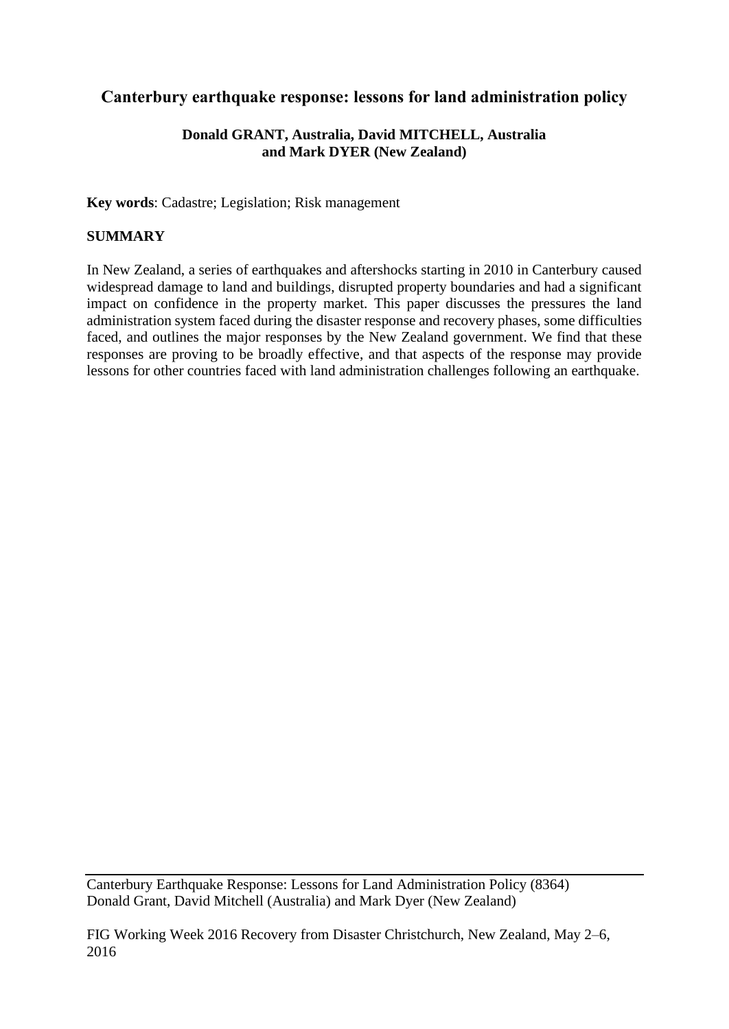# Canterbury earthquake response: lessons for land administration policy

**Donald GRANT, Australia, David MITCHELL, Australia and Mark DYER (New Zealand)**

**Key words**: Cadastre; Legislation; Risk management

## SUMMARY

In New Zealand, a series of earthquakes and aftershocks starting in 2010 in Canterbury caused widespread damage to land and buildings, disrupted property boundaries and had a significant impact on confidence in the property market. This paper discusses the pressures the land administration system faced during the disaster response and recovery phases, some difficulties faced, and outlines the major responses by the New Zealand government. We find that these responses are proving to be broadly effective, and that aspects of the response may provide lessons for other countries faced with land administration challenges following an earthquake.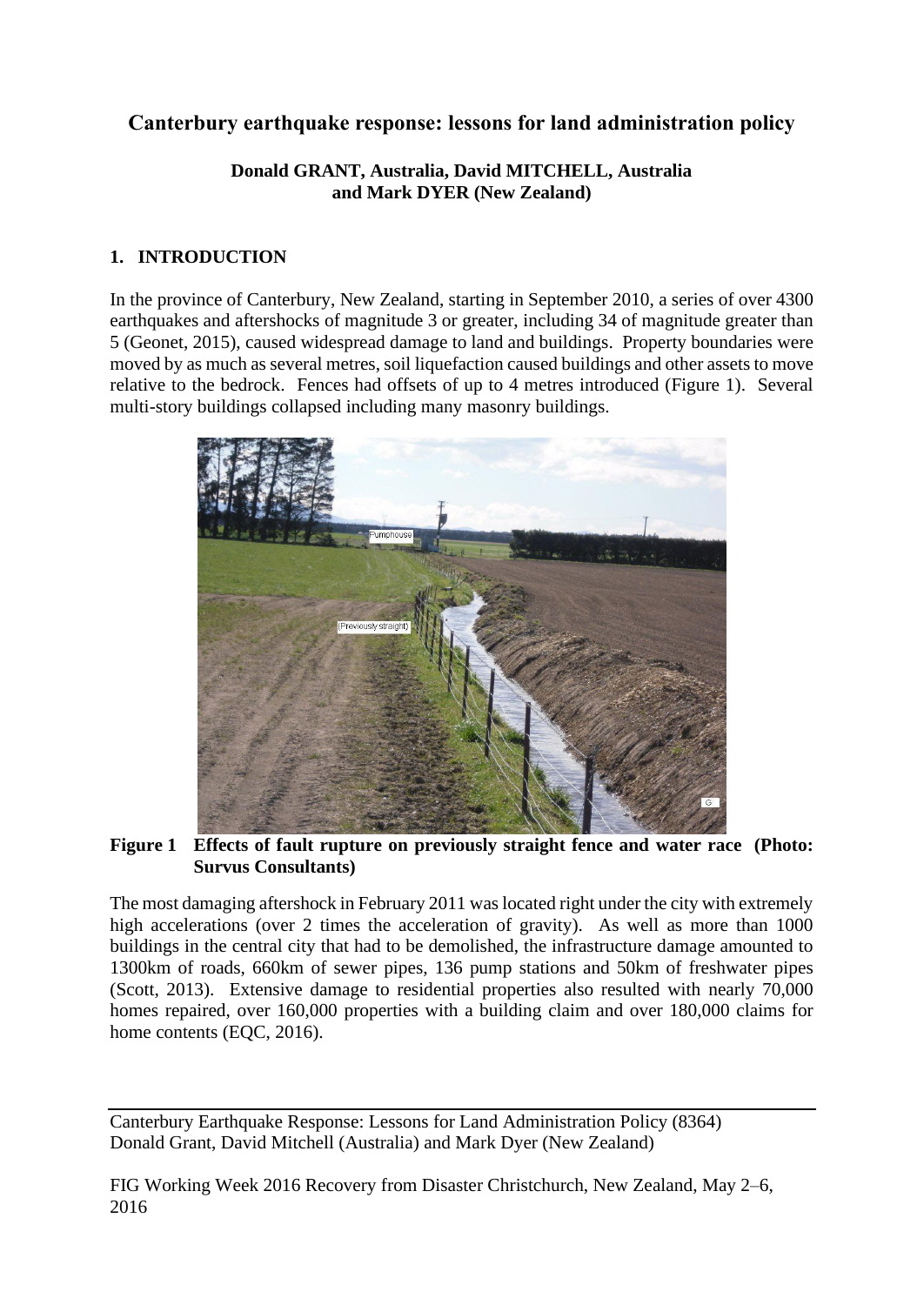# Canterbury earthquake response: lessons for land administration policy

**Donald GRANT, Australia, David MITCHELL, Australia and Mark DYER (New Zealand)**

## 1. INTRODUCTION

In the province of Canterbury, New Zealand, starting in September 2010, a series of over 4300 earthquakes and aftershocks of magnitude 3 or greater, including 34 of magnitude greater than 5 (Geonet, 2015), caused widespread damage to land and buildings. Property boundaries were moved by as much as several metres, soil liquefaction caused buildings and other assets to move relative to the bedrock. Fences had offsets of up to 4 metres introduced (Figure 1). Several multi-story buildings collapsed including many masonry buildings.

**Figure 1 Effects of fault rupture on previously straight fence and water race (Photo: Survus Consultants)**

The most damaging aftershock in February 2011 was located right under the city with extremely high accelerations (over 2 times the acceleration of gravity). As well as more than 1000 buildings in the central city that had to be demolished, the infrastructure damage amounted to 1300km of roads, 660km of sewer pipes, 136 pump stations and 50km of freshwater pipes (Scott, 2013). Extensive damage to residential properties also resulted with nearly 70,000 homes repaired, over 160,000 properties with a building claim and over 180,000 claims for home contents (EQC, 2016).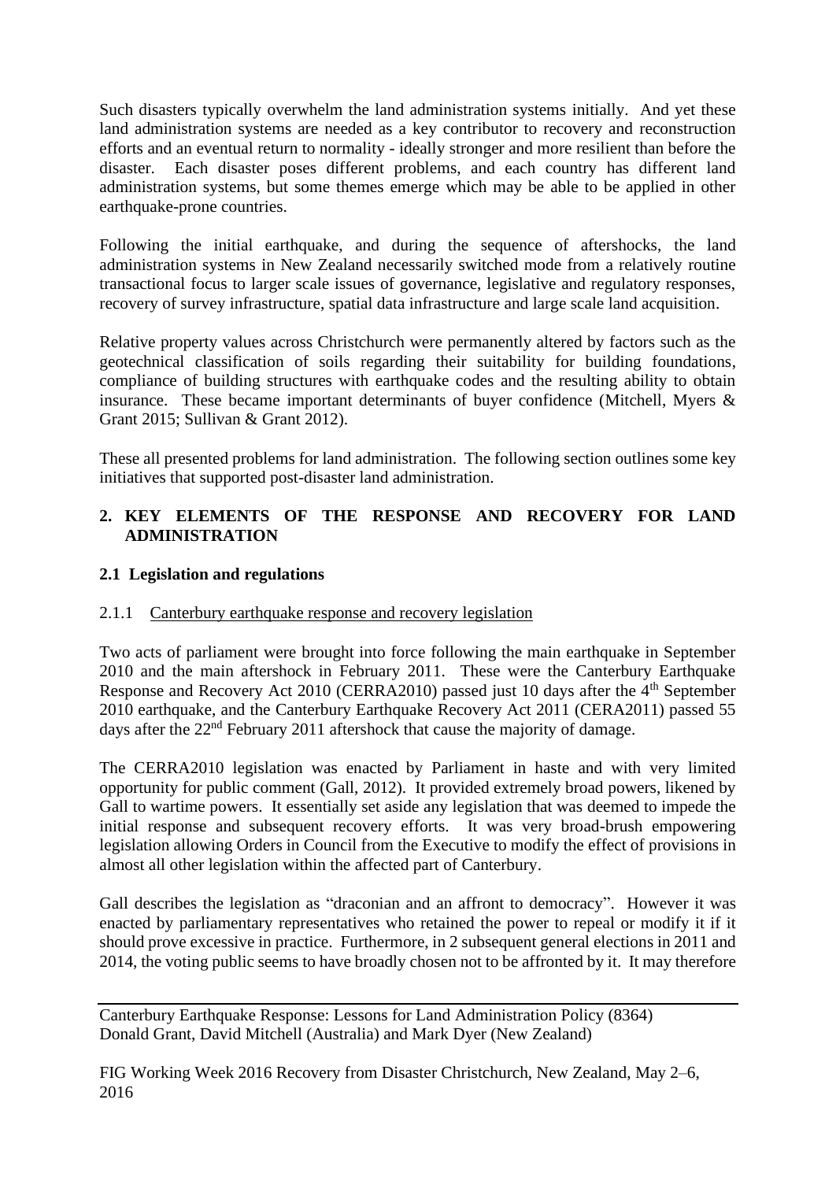Such disasters typically overwhelm the land administration systems initially. And yet these land administration systems are needed as a key contributor to recovery and reconstruction efforts and an eventual return to normality - ideally stronger and more resilient than before the disaster. Each disaster poses different problems, and each country has different land administration systems, but some themes emerge which may be able to be applied in other earthquake-prone countries.

Following the initial earthquake, and during the sequence of aftershocks, the land administration systems in New Zealand necessarily switched mode from a relatively routine transactional focus to larger scale issues of governance, legislative and regulatory responses, recovery of survey infrastructure, spatial data infrastructure and large scale land acquisition.

Relative property values across Christchurch were permanently altered by factors such as the geotechnical classification of soils regarding their suitability for building foundations, compliance of building structures with earthquake codes and the resulting ability to obtain insurance. These became important determinants of buyer confidence (Mitchell, Myers & Grant 2015; Sullivan & Grant 2012).

These all presented problems for land administration. The following section outlines some key initiatives that supported post-disaster land administration.

## 2. KEY ELEMENTS OF THE RESPONSE AND RECOVERY FOR LAND ADMINISTRATION

### 2.1 Legislation and regulations

#### 2.1.1 Canterbury earthquake response and recovery legislation

Two acts of parliament were brought into force following the main earthquake in September 2010 and the main aftershock in February 2011. These were the Canterbury Earthquake Response and Recovery Act 2010 (CERRA2010) passed just 10 days after the 4th September 2010 earthquake, and the Canterbury Earthquake Recovery Act 2011 (CERA2011) passed 55 days after the 22nd February 2011 aftershock that cause the majority of damage.

The CERRA2010 legislation was enacted by Parliament in haste and with very limited opportunity for public comment (Gall, 2012). It provided extremely broad powers, likened by Gall to wartime powers. It essentially set aside any legislation that was deemed to impede the initial response and subsequent recovery efforts. It was very broad-brush empowering legislation allowing Orders in Council from the Executive to modify the effect of provisions in almost all other legislation within the affected part of Canterbury.

Gall describes the legislation as "draconian and an affront to democracy". However it was enacted by parliamentary representatives who retained the power to repeal or modify it if it should prove excessive in practice. Furthermore, in 2 subsequent general elections in 2011 and 2014, the voting public seems to have broadly chosen not to be affronted by it. It may therefore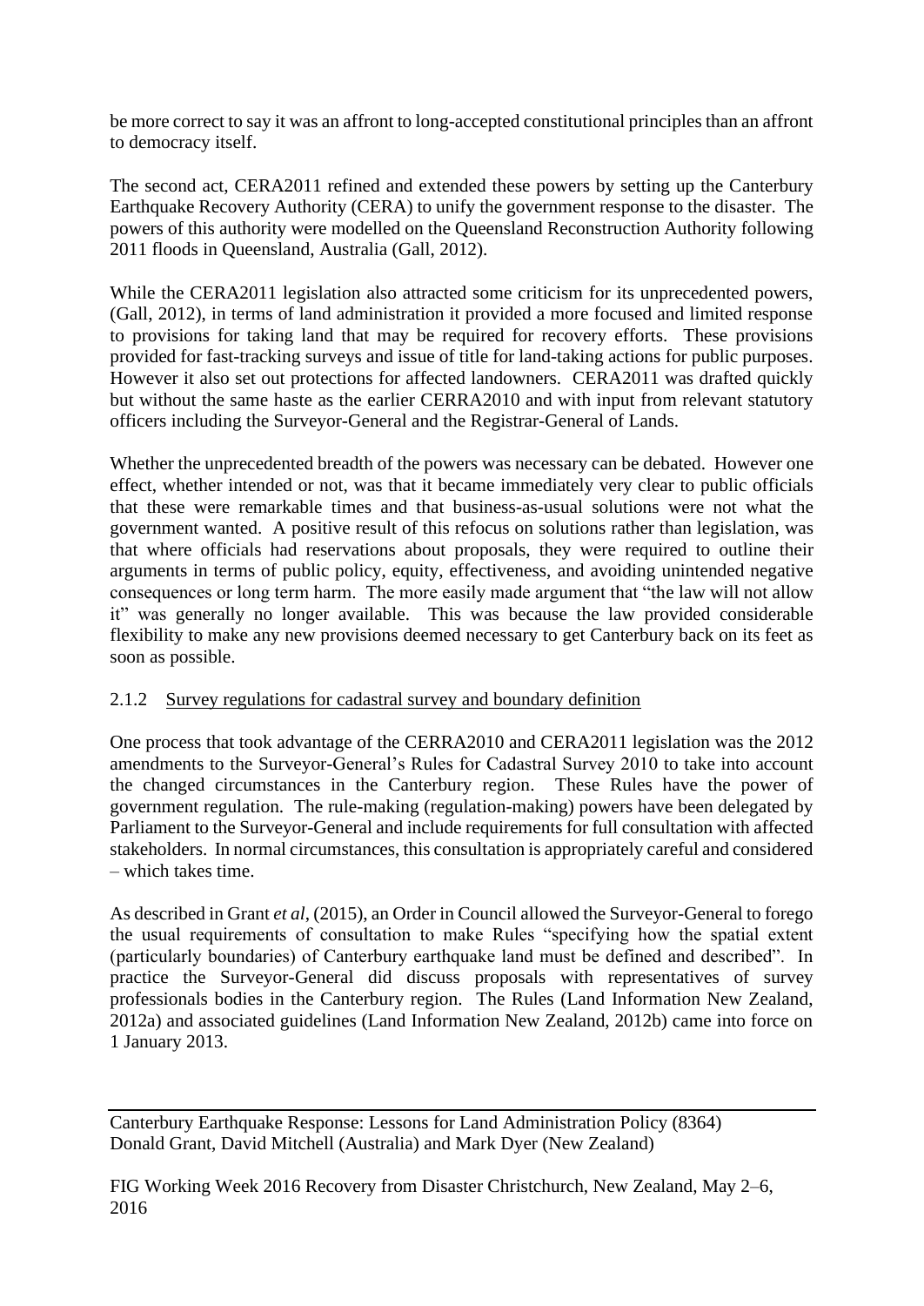be more correct to say it was an affront to long-accepted constitutional principles than an affront to democracy itself.

The second act, CERA2011 refined and extended these powers by setting up the Canterbury Earthquake Recovery Authority (CERA) to unify the government response to the disaster. The powers of this authority were modelled on the Queensland Reconstruction Authority following 2011 floods in Queensland, Australia (Gall, 2012).

While the CERA2011 legislation also attracted some criticism for its unprecedented powers, (Gall, 2012), in terms of land administration it provided a more focused and limited response to provisions for taking land that may be required for recovery efforts. These provisions provided for fast-tracking surveys and issue of title for land-taking actions for public purposes. However it also set out protections for affected landowners. CERA2011 was drafted quickly but without the same haste as the earlier CERRA2010 and with input from relevant statutory officers including the Surveyor-General and the Registrar-General of Lands.

Whether the unprecedented breadth of the powers was necessary can be debated. However one effect, whether intended or not, was that it became immediately very clear to public officials that these were remarkable times and that business-as-usual solutions were not what the government wanted. A positive result of this refocus on solutions rather than legislation, was that where officials had reservations about proposals, they were required to outline their arguments in terms of public policy, equity, effectiveness, and avoiding unintended negative consequences or long term harm. The more easily made argument that "the law will not allow it" was generally no longer available. This was because the law provided considerable flexibility to make any new provisions deemed necessary to get Canterbury back on its feet as soon as possible.

### 2.1.2 Survey regulations for cadastral survey and boundary definition

One process that took advantage of the CERRA2010 and CERA2011 legislation was the 2012 amendments to the Surveyor-General's Rules for Cadastral Survey 2010 to take into account the changed circumstances in the Canterbury region. These Rules have the power of government regulation. The rule-making (regulation-making) powers have been delegated by Parliament to the Surveyor-General and include requirements for full consultation with affected stakeholders. In normal circumstances, this consultation is appropriately careful and considered – which takes time.

As described in Grant *et al*, (2015), an Order in Council allowed the Surveyor-General to forego the usual requirements of consultation to make Rules "specifying how the spatial extent (particularly boundaries) of Canterbury earthquake land must be defined and described". In practice the Surveyor-General did discuss proposals with representatives of survey professionals bodies in the Canterbury region. The Rules (Land Information New Zealand, 2012a) and associated guidelines (Land Information New Zealand, 2012b) came into force on 1 January 2013.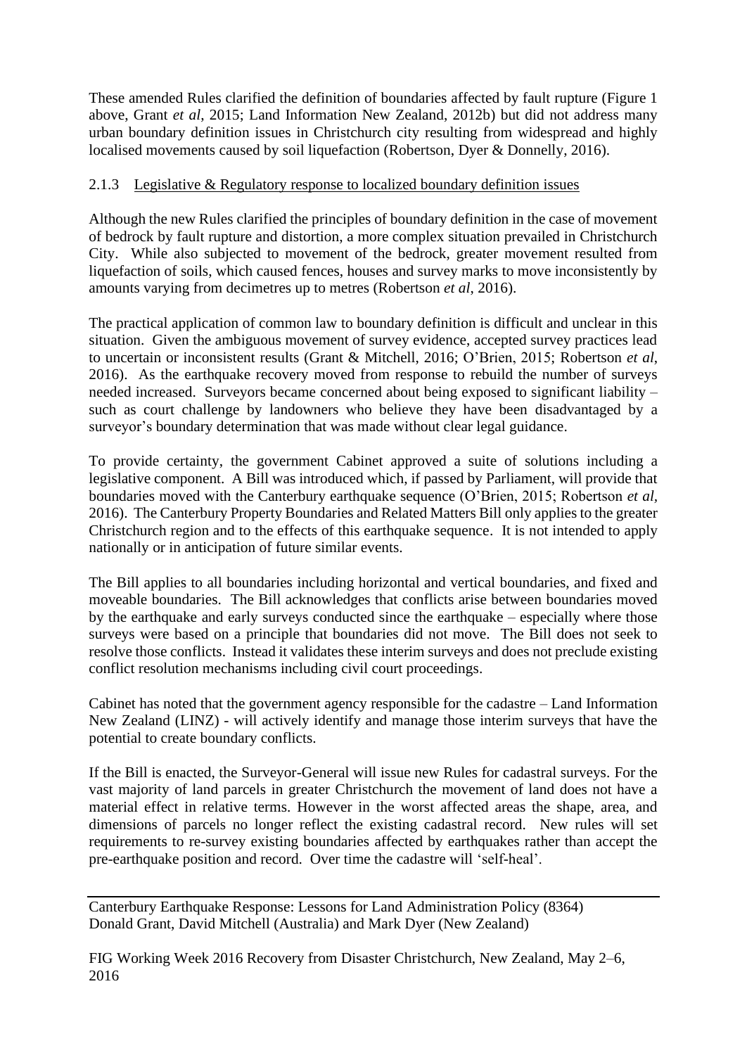These amended Rules clarified the definition of boundaries affected by fault rupture (Figure 1 above, Grant *et al*, 2015; Land Information New Zealand, 2012b) but did not address many urban boundary definition issues in Christchurch city resulting from widespread and highly localised movements caused by soil liquefaction (Robertson, Dyer & Donnelly, 2016).

#### 2.1.3 Legislative & Regulatory response to localized boundary definition issues

Although the new Rules clarified the principles of boundary definition in the case of movement of bedrock by fault rupture and distortion, a more complex situation prevailed in Christchurch City. While also subjected to movement of the bedrock, greater movement resulted from liquefaction of soils, which caused fences, houses and survey marks to move inconsistently by amounts varying from decimetres up to metres (Robertson *et al*, 2016).

The practical application of common law to boundary definition is difficult and unclear in this situation. Given the ambiguous movement of survey evidence, accepted survey practices lead to uncertain or inconsistent results (Grant & Mitchell, 2016; O'Brien, 2015; Robertson *et al*, 2016). As the earthquake recovery moved from response to rebuild the number of surveys needed increased. Surveyors became concerned about being exposed to significant liability – such as court challenge by landowners who believe they have been disadvantaged by a surveyor's boundary determination that was made without clear legal guidance.

To provide certainty, the government Cabinet approved a suite of solutions including a legislative component. A Bill was introduced which, if passed by Parliament, will provide that boundaries moved with the Canterbury earthquake sequence (O'Brien, 2015; Robertson *et al*, 2016). The Canterbury Property Boundaries and Related Matters Bill only applies to the greater Christchurch region and to the effects of this earthquake sequence. It is not intended to apply nationally or in anticipation of future similar events.

The Bill applies to all boundaries including horizontal and vertical boundaries, and fixed and moveable boundaries. The Bill acknowledges that conflicts arise between boundaries moved by the earthquake and early surveys conducted since the earthquake – especially where those surveys were based on a principle that boundaries did not move. The Bill does not seek to resolve those conflicts. Instead it validates these interim surveys and does not preclude existing conflict resolution mechanisms including civil court proceedings.

Cabinet has noted that the government agency responsible for the cadastre – Land Information New Zealand (LINZ) - will actively identify and manage those interim surveys that have the potential to create boundary conflicts.

If the Bill is enacted, the Surveyor-General will issue new Rules for cadastral surveys. For the vast majority of land parcels in greater Christchurch the movement of land does not have a material effect in relative terms. However in the worst affected areas the shape, area, and dimensions of parcels no longer reflect the existing cadastral record. New rules will set requirements to re-survey existing boundaries affected by earthquakes rather than accept the pre-earthquake position and record. Over time the cadastre will 'self-heal'.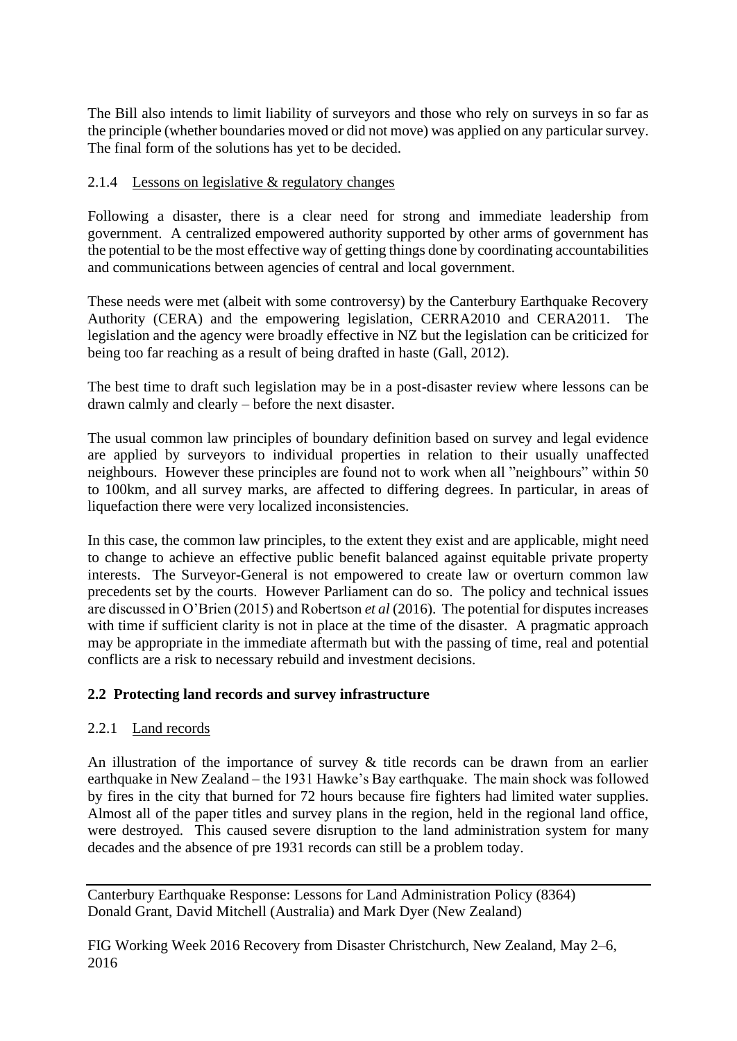The Bill also intends to limit liability of surveyors and those who rely on surveys in so far as the principle (whether boundaries moved or did not move) was applied on any particular survey. The final form of the solutions has yet to be decided.

#### 2.1.4 Lessons on legislative & regulatory changes

Following a disaster, there is a clear need for strong and immediate leadership from government. A centralized empowered authority supported by other arms of government has the potential to be the most effective way of getting things done by coordinating accountabilities and communications between agencies of central and local government.

These needs were met (albeit with some controversy) by the Canterbury Earthquake Recovery Authority (CERA) and the empowering legislation, CERRA2010 and CERA2011. The legislation and the agency were broadly effective in NZ but the legislation can be criticized for being too far reaching as a result of being drafted in haste (Gall, 2012).

The best time to draft such legislation may be in a post-disaster review where lessons can be drawn calmly and clearly – before the next disaster.

The usual common law principles of boundary definition based on survey and legal evidence are applied by surveyors to individual properties in relation to their usually unaffected neighbours. However these principles are found not to work when all "neighbours" within 50 to 100km, and all survey marks, are affected to differing degrees. In particular, in areas of liquefaction there were very localized inconsistencies.

In this case, the common law principles, to the extent they exist and are applicable, might need to change to achieve an effective public benefit balanced against equitable private property interests. The Surveyor-General is not empowered to create law or overturn common law precedents set by the courts. However Parliament can do so. The policy and technical issues are discussed in O'Brien (2015) and Robertson *et al* (2016). The potential for disputes increases with time if sufficient clarity is not in place at the time of the disaster. A pragmatic approach may be appropriate in the immediate aftermath but with the passing of time, real and potential conflicts are a risk to necessary rebuild and investment decisions.

### 2.2 Protecting land records and survey infrastructure

#### 2.2.1 Land records

An illustration of the importance of survey & title records can be drawn from an earlier earthquake in New Zealand – the 1931 Hawke's Bay earthquake. The main shock was followed by fires in the city that burned for 72 hours because fire fighters had limited water supplies. Almost all of the paper titles and survey plans in the region, held in the regional land office, were destroyed. This caused severe disruption to the land administration system for many decades and the absence of pre 1931 records can still be a problem today.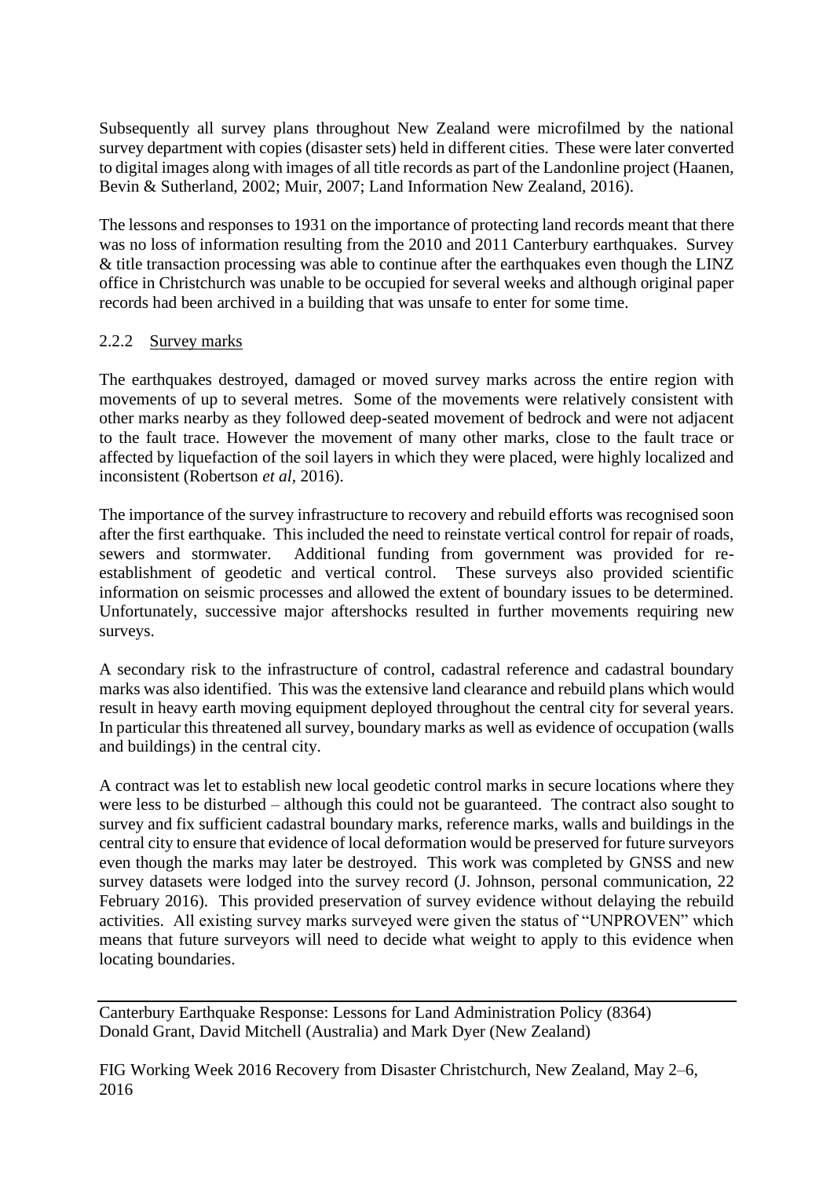Subsequently all survey plans throughout New Zealand were microfilmed by the national survey department with copies (disaster sets) held in different cities. These were later converted to digital images along with images of all title records as part of the Landonline project (Haanen, Bevin & Sutherland, 2002; Muir, 2007; Land Information New Zealand, 2016).

The lessons and responses to 1931 on the importance of protecting land records meant that there was no loss of information resulting from the 2010 and 2011 Canterbury earthquakes. Survey & title transaction processing was able to continue after the earthquakes even though the LINZ office in Christchurch was unable to be occupied for several weeks and although original paper records had been archived in a building that was unsafe to enter for some time.

### 2.2.2 Survey marks

The earthquakes destroyed, damaged or moved survey marks across the entire region with movements of up to several metres. Some of the movements were relatively consistent with other marks nearby as they followed deep-seated movement of bedrock and were not adjacent to the fault trace. However the movement of many other marks, close to the fault trace or affected by liquefaction of the soil layers in which they were placed, were highly localized and inconsistent (Robertson *et al*, 2016).

The importance of the survey infrastructure to recovery and rebuild efforts was recognised soon after the first earthquake. This included the need to reinstate vertical control for repair of roads, sewers and stormwater. Additional funding from government was provided for re-establishment of geodetic and vertical control. These surveys also provided scientific information on seismic processes and allowed the extent of boundary issues to be determined. Unfortunately, successive major aftershocks resulted in further movements requiring new surveys.

A secondary risk to the infrastructure of control, cadastral reference and cadastral boundary marks was also identified. This was the extensive land clearance and rebuild plans which would result in heavy earth moving equipment deployed throughout the central city for several years. In particular this threatened all survey, boundary marks as well as evidence of occupation (walls and buildings) in the central city.

A contract was let to establish new local geodetic control marks in secure locations where they were less to be disturbed – although this could not be guaranteed. The contract also sought to survey and fix sufficient cadastral boundary marks, reference marks, walls and buildings in the central city to ensure that evidence of local deformation would be preserved for future surveyors even though the marks may later be destroyed. This work was completed by GNSS and new survey datasets were lodged into the survey record (J. Johnson, personal communication, 22 February 2016). This provided preservation of survey evidence without delaying the rebuild activities. All existing survey marks surveyed were given the status of "UNPROVEN" which means that future surveyors will need to decide what weight to apply to this evidence when locating boundaries.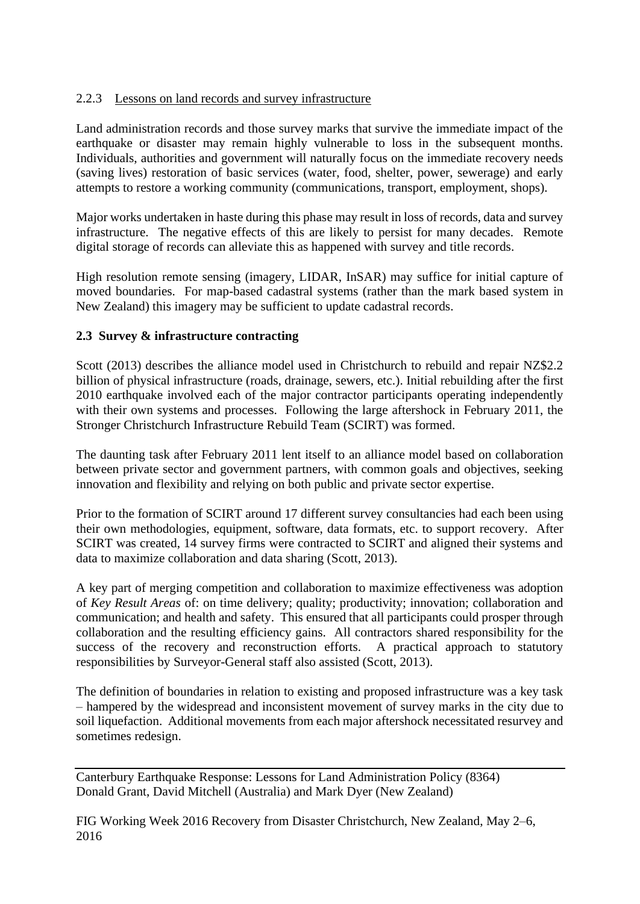### 2.2.3 Lessons on land records and survey infrastructure

Land administration records and those survey marks that survive the immediate impact of the earthquake or disaster may remain highly vulnerable to loss in the subsequent months. Individuals, authorities and government will naturally focus on the immediate recovery needs (saving lives) restoration of basic services (water, food, shelter, power, sewerage) and early attempts to restore a working community (communications, transport, employment, shops).

Major works undertaken in haste during this phase may result in loss of records, data and survey infrastructure. The negative effects of this are likely to persist for many decades. Remote digital storage of records can alleviate this as happened with survey and title records.

High resolution remote sensing (imagery, LIDAR, InSAR) may suffice for initial capture of moved boundaries. For map-based cadastral systems (rather than the mark based system in New Zealand) this imagery may be sufficient to update cadastral records.

## 2.3 Survey & infrastructure contracting

Scott (2013) describes the alliance model used in Christchurch to rebuild and repair NZ$2.2 billion of physical infrastructure (roads, drainage, sewers, etc.). Initial rebuilding after the first 2010 earthquake involved each of the major contractor participants operating independently with their own systems and processes. Following the large aftershock in February 2011, the Stronger Christchurch Infrastructure Rebuild Team (SCIRT) was formed.

The daunting task after February 2011 lent itself to an alliance model based on collaboration between private sector and government partners, with common goals and objectives, seeking innovation and flexibility and relying on both public and private sector expertise.

Prior to the formation of SCIRT around 17 different survey consultancies had each been using their own methodologies, equipment, software, data formats, etc. to support recovery. After SCIRT was created, 14 survey firms were contracted to SCIRT and aligned their systems and data to maximize collaboration and data sharing (Scott, 2013).

A key part of merging competition and collaboration to maximize effectiveness was adoption of *Key Result Areas* of: on time delivery; quality; productivity; innovation; collaboration and communication; and health and safety. This ensured that all participants could prosper through collaboration and the resulting efficiency gains. All contractors shared responsibility for the success of the recovery and reconstruction efforts. A practical approach to statutory responsibilities by Surveyor-General staff also assisted (Scott, 2013).

The definition of boundaries in relation to existing and proposed infrastructure was a key task – hampered by the widespread and inconsistent movement of survey marks in the city due to soil liquefaction. Additional movements from each major aftershock necessitated resurvey and sometimes redesign.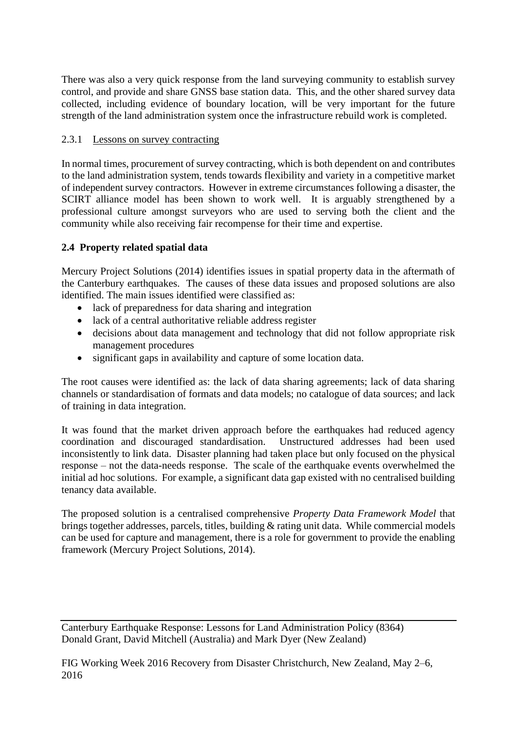There was also a very quick response from the land surveying community to establish survey control, and provide and share GNSS base station data. This, and the other shared survey data collected, including evidence of boundary location, will be very important for the future strength of the land administration system once the infrastructure rebuild work is completed.

#### 2.3.1 Lessons on survey contracting

In normal times, procurement of survey contracting, which is both dependent on and contributes to the land administration system, tends towards flexibility and variety in a competitive market of independent survey contractors. However in extreme circumstances following a disaster, the SCIRT alliance model has been shown to work well. It is arguably strengthened by a professional culture amongst surveyors who are used to serving both the client and the community while also receiving fair recompense for their time and expertise.

### 2.4 Property related spatial data

Mercury Project Solutions (2014) identifies issues in spatial property data in the aftermath of the Canterbury earthquakes. The causes of these data issues and proposed solutions are also identified. The main issues identified were classified as:

- lack of preparedness for data sharing and integration
- lack of a central authoritative reliable address register
- decisions about data management and technology that did not follow appropriate risk management procedures
- significant gaps in availability and capture of some location data.

The root causes were identified as: the lack of data sharing agreements; lack of data sharing channels or standardisation of formats and data models; no catalogue of data sources; and lack of training in data integration.

It was found that the market driven approach before the earthquakes had reduced agency coordination and discouraged standardisation. Unstructured addresses had been used inconsistently to link data. Disaster planning had taken place but only focused on the physical response – not the data-needs response. The scale of the earthquake events overwhelmed the initial ad hoc solutions. For example, a significant data gap existed with no centralised building tenancy data available.

The proposed solution is a centralised comprehensive *Property Data Framework Model* that brings together addresses, parcels, titles, building & rating unit data. While commercial models can be used for capture and management, there is a role for government to provide the enabling framework (Mercury Project Solutions, 2014).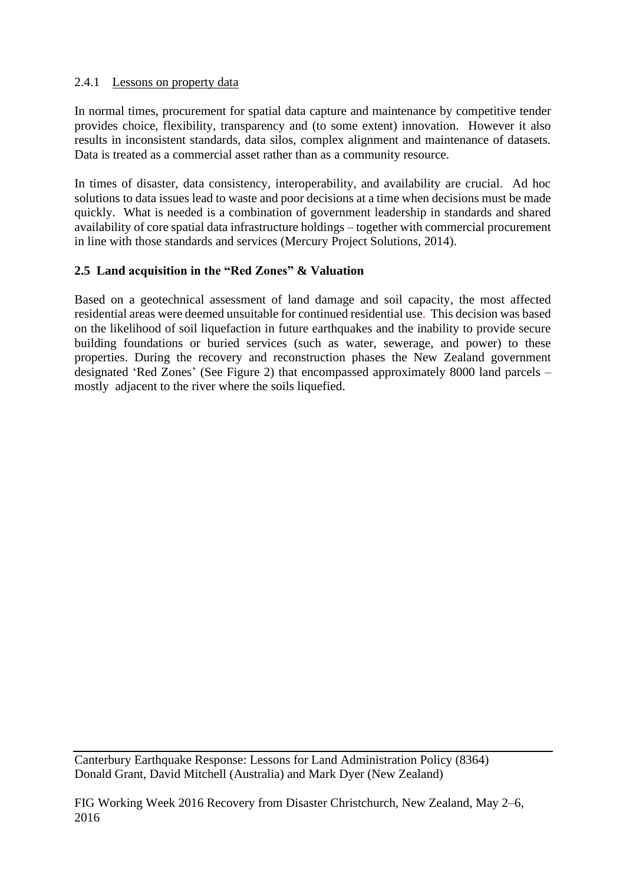#### 2.4.1 Lessons on property data

In normal times, procurement for spatial data capture and maintenance by competitive tender provides choice, flexibility, transparency and (to some extent) innovation. However it also results in inconsistent standards, data silos, complex alignment and maintenance of datasets. Data is treated as a commercial asset rather than as a community resource.

In times of disaster, data consistency, interoperability, and availability are crucial. Ad hoc solutions to data issues lead to waste and poor decisions at a time when decisions must be made quickly. What is needed is a combination of government leadership in standards and shared availability of core spatial data infrastructure holdings – together with commercial procurement in line with those standards and services (Mercury Project Solutions, 2014).

### 2.5 Land acquisition in the "Red Zones" & Valuation

Based on a geotechnical assessment of land damage and soil capacity, the most affected residential areas were deemed unsuitable for continued residential use. This decision was based on the likelihood of soil liquefaction in future earthquakes and the inability to provide secure building foundations or buried services (such as water, sewerage, and power) to these properties. During the recovery and reconstruction phases the New Zealand government designated 'Red Zones' (See Figure 2) that encompassed approximately 8000 land parcels – mostly adjacent to the river where the soils liquefied.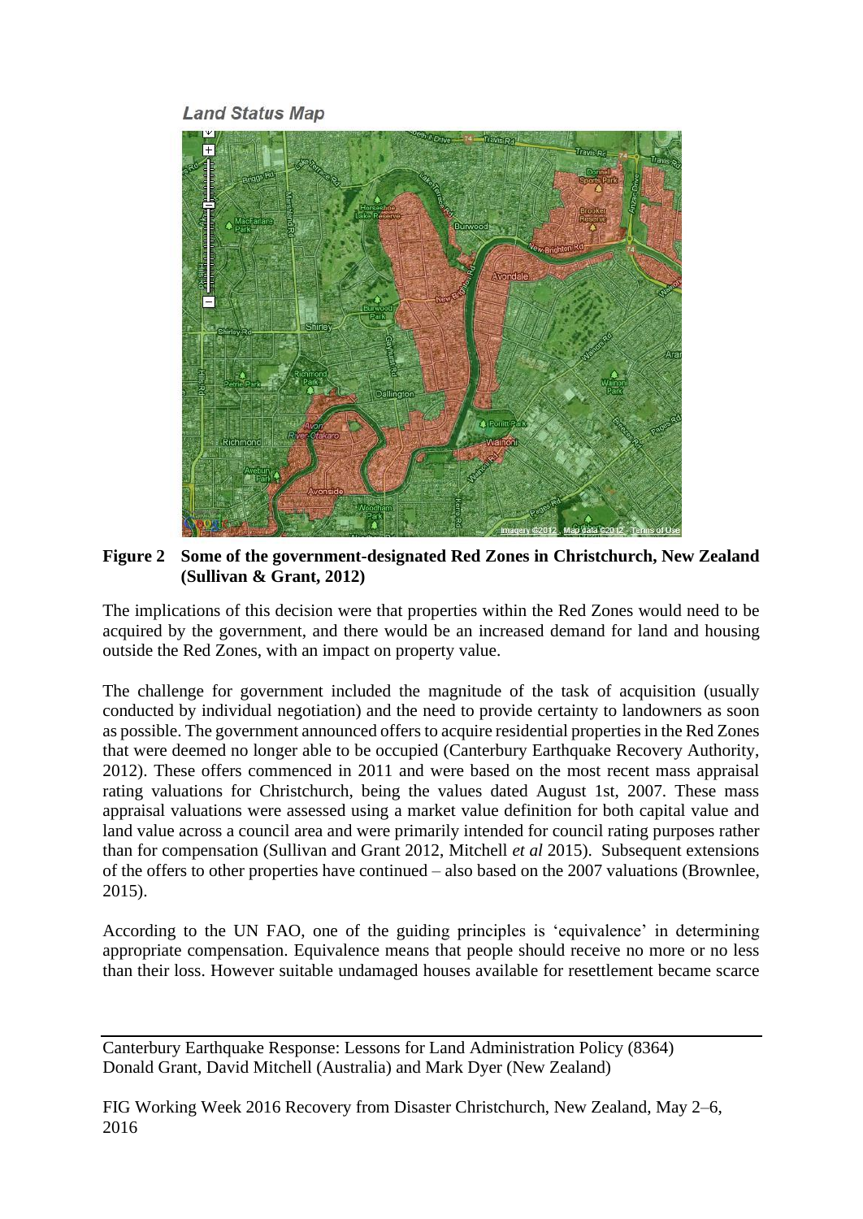**Land Status Map**

**Figure 2 Some of the government-designated Red Zones in Christchurch, New Zealand (Sullivan & Grant, 2012)**

The implications of this decision were that properties within the Red Zones would need to be acquired by the government, and there would be an increased demand for land and housing outside the Red Zones, with an impact on property value.

The challenge for government included the magnitude of the task of acquisition (usually conducted by individual negotiation) and the need to provide certainty to landowners as soon as possible. The government announced offers to acquire residential properties in the Red Zones that were deemed no longer able to be occupied (Canterbury Earthquake Recovery Authority, 2012). These offers commenced in 2011 and were based on the most recent mass appraisal rating valuations for Christchurch, being the values dated August 1st, 2007. These mass appraisal valuations were assessed using a market value definition for both capital value and land value across a council area and were primarily intended for council rating purposes rather than for compensation (Sullivan and Grant 2012, Mitchell *et al* 2015). Subsequent extensions of the offers to other properties have continued – also based on the 2007 valuations (Brownlee, 2015).

According to the UN FAO, one of the guiding principles is 'equivalence' in determining appropriate compensation. Equivalence means that people should receive no more or no less than their loss. However suitable undamaged houses available for resettlement became scarce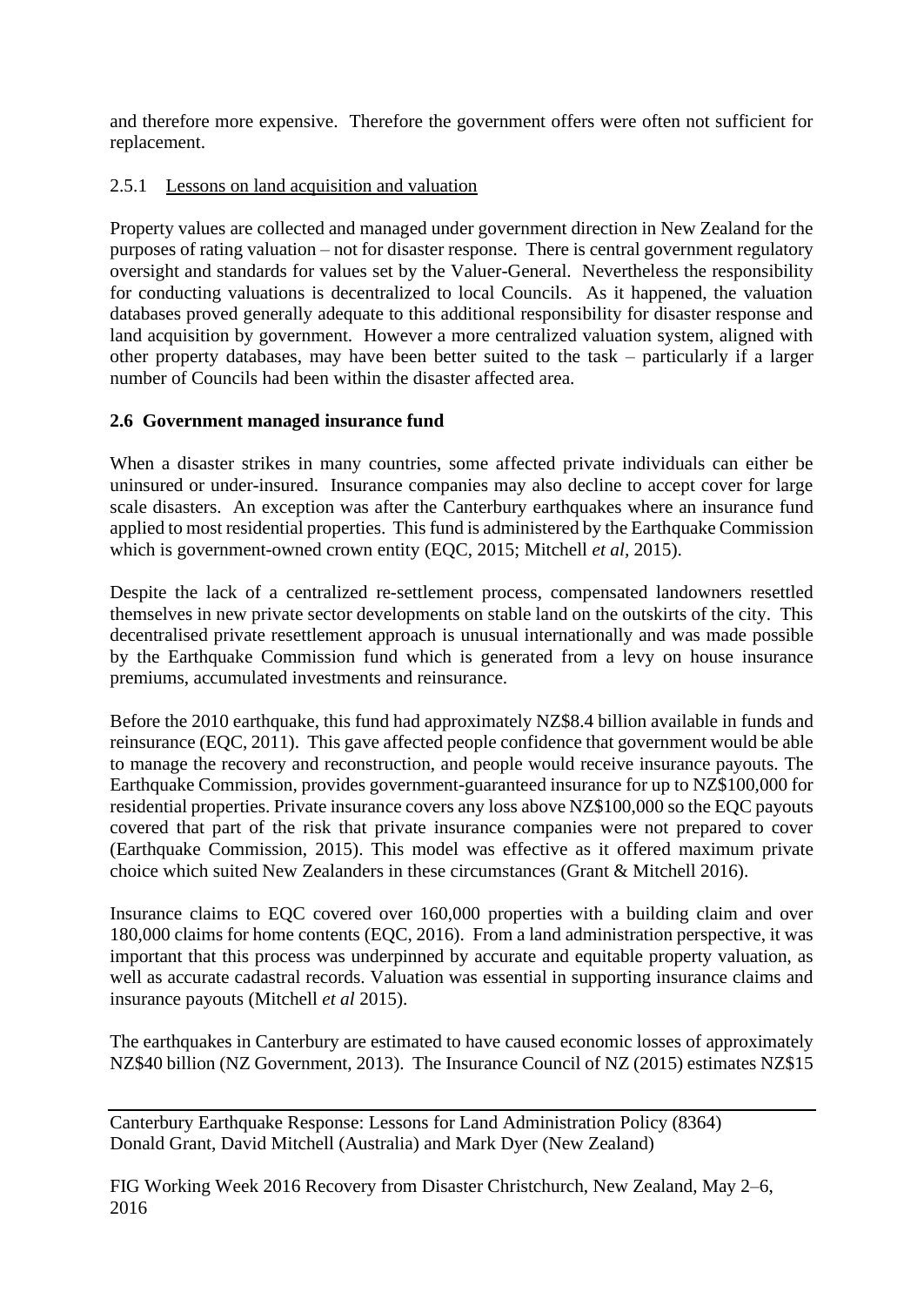and therefore more expensive. Therefore the government offers were often not sufficient for replacement.

### 2.5.1 Lessons on land acquisition and valuation

Property values are collected and managed under government direction in New Zealand for the purposes of rating valuation – not for disaster response. There is central government regulatory oversight and standards for values set by the Valuer-General. Nevertheless the responsibility for conducting valuations is decentralized to local Councils. As it happened, the valuation databases proved generally adequate to this additional responsibility for disaster response and land acquisition by government. However a more centralized valuation system, aligned with other property databases, may have been better suited to the task – particularly if a larger number of Councils had been within the disaster affected area.

## 2.6 Government managed insurance fund

When a disaster strikes in many countries, some affected private individuals can either be uninsured or under-insured. Insurance companies may also decline to accept cover for large scale disasters. An exception was after the Canterbury earthquakes where an insurance fund applied to most residential properties. This fund is administered by the Earthquake Commission which is government-owned crown entity (EQC, 2015; Mitchell *et al*, 2015).

Despite the lack of a centralized re-settlement process, compensated landowners resettled themselves in new private sector developments on stable land on the outskirts of the city. This decentralised private resettlement approach is unusual internationally and was made possible by the Earthquake Commission fund which is generated from a levy on house insurance premiums, accumulated investments and reinsurance.

Before the 2010 earthquake, this fund had approximately NZ$8.4 billion available in funds and reinsurance (EQC, 2011). This gave affected people confidence that government would be able to manage the recovery and reconstruction, and people would receive insurance payouts. The Earthquake Commission, provides government-guaranteed insurance for up to NZ$100,000 for residential properties. Private insurance covers any loss above NZ$100,000 so the EQC payouts covered that part of the risk that private insurance companies were not prepared to cover (Earthquake Commission, 2015). This model was effective as it offered maximum private choice which suited New Zealanders in these circumstances (Grant & Mitchell 2016).

Insurance claims to EQC covered over 160,000 properties with a building claim and over 180,000 claims for home contents (EQC, 2016). From a land administration perspective, it was important that this process was underpinned by accurate and equitable property valuation, as well as accurate cadastral records. Valuation was essential in supporting insurance claims and insurance payouts (Mitchell *et al* 2015).

The earthquakes in Canterbury are estimated to have caused economic losses of approximately NZ$40 billion (NZ Government, 2013). The Insurance Council of NZ (2015) estimates NZ$15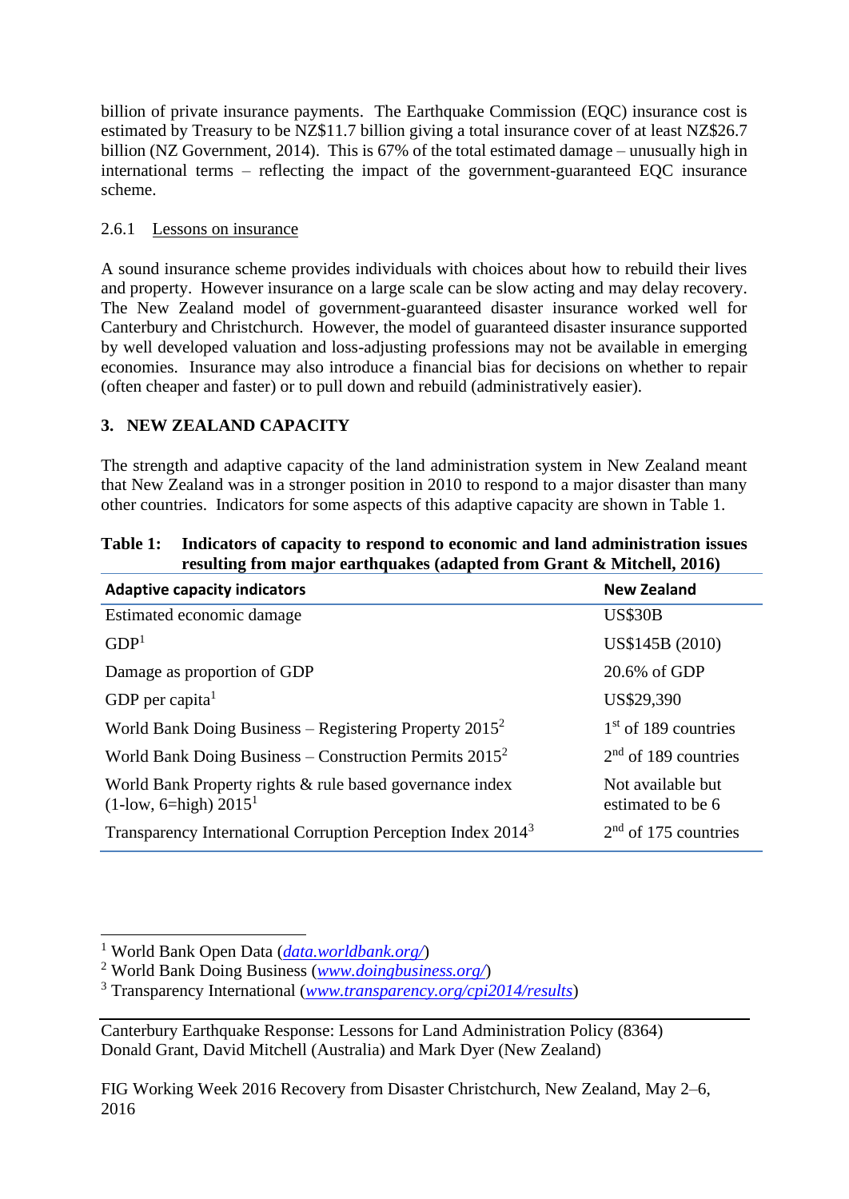billion of private insurance payments. The Earthquake Commission (EQC) insurance cost is estimated by Treasury to be NZ$11.7 billion giving a total insurance cover of at least NZ$26.7 billion (NZ Government, 2014). This is 67% of the total estimated damage – unusually high in international terms – reflecting the impact of the government-guaranteed EQC insurance scheme.

### 2.6.1 Lessons on insurance

A sound insurance scheme provides individuals with choices about how to rebuild their lives and property. However insurance on a large scale can be slow acting and may delay recovery. The New Zealand model of government-guaranteed disaster insurance worked well for Canterbury and Christchurch. However, the model of guaranteed disaster insurance supported by well developed valuation and loss-adjusting professions may not be available in emerging economies. Insurance may also introduce a financial bias for decisions on whether to repair (often cheaper and faster) or to pull down and rebuild (administratively easier).

## 3. NEW ZEALAND CAPACITY

The strength and adaptive capacity of the land administration system in New Zealand meant that New Zealand was in a stronger position in 2010 to respond to a major disaster than many other countries. Indicators for some aspects of this adaptive capacity are shown in Table 1.

**Table 1: Indicators of capacity to respond to economic and land administration issues resulting from major earthquakes (adapted from Grant & Mitchell, 2016)**

| Adaptive capacity indicators | New Zealand |
|---|---|
| Estimated economic damage | US$30B |
| GDP[1] | US$145B (2010) |
| Damage as proportion of GDP | 20.6% of GDP |
| GDP per capita[1] | US$29,390 |
| World Bank Doing Business – Registering Property 2015[2] | 1st of 189 countries |
| World Bank Doing Business – Construction Permits 2015[2] | 2nd of 189 countries |
| World Bank Property rights & rule based governance index (1-low, 6=high) 2015[1] | Not available but estimated to be 6 |
| Transparency International Corruption Perception Index 2014[3] | 2nd of 175 countries |

[1] World Bank Open Data (*data.worldbank.org/*)

[2] World Bank Doing Business (*www.doingbusiness.org/*)

[3] Transparency International (*www.transparency.org/cpi2014/results*)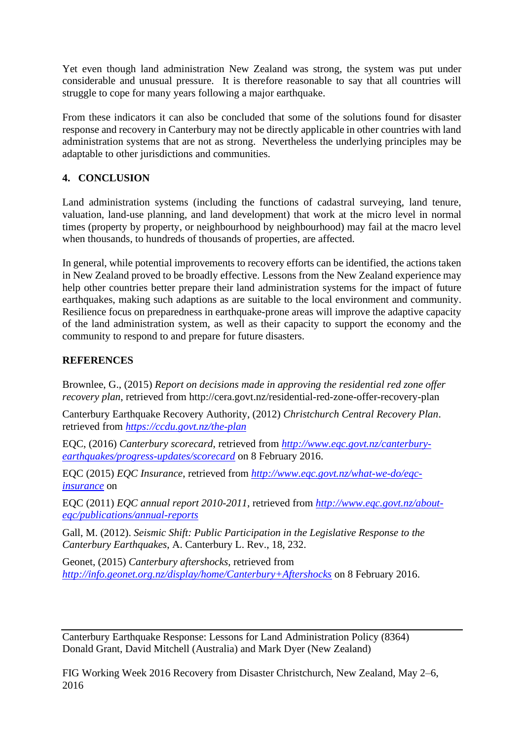Yet even though land administration New Zealand was strong, the system was put under considerable and unusual pressure. It is therefore reasonable to say that all countries will struggle to cope for many years following a major earthquake.

From these indicators it can also be concluded that some of the solutions found for disaster response and recovery in Canterbury may not be directly applicable in other countries with land administration systems that are not as strong. Nevertheless the underlying principles may be adaptable to other jurisdictions and communities.

## 4. CONCLUSION

Land administration systems (including the functions of cadastral surveying, land tenure, valuation, land-use planning, and land development) that work at the micro level in normal times (property by property, or neighbourhood by neighbourhood) may fail at the macro level when thousands, to hundreds of thousands of properties, are affected.

In general, while potential improvements to recovery efforts can be identified, the actions taken in New Zealand proved to be broadly effective. Lessons from the New Zealand experience may help other countries better prepare their land administration systems for the impact of future earthquakes, making such adaptions as are suitable to the local environment and community. Resilience focus on preparedness in earthquake-prone areas will improve the adaptive capacity of the land administration system, as well as their capacity to support the economy and the community to respond to and prepare for future disasters.

## REFERENCES

Brownlee, G., (2015) *Report on decisions made in approving the residential red zone offer recovery plan*, retrieved from http://cera.govt.nz/residential-red-zone-offer-recovery-plan

Canterbury Earthquake Recovery Authority, (2012) *Christchurch Central Recovery Plan*. retrieved from *https://ccdu.govt.nz/the-plan*

EQC, (2016) *Canterbury scorecard*, retrieved from *http://www.eqc.govt.nz/canterbury-earthquakes/progress-updates/scorecard* on 8 February 2016.

EQC (2015) *EQC Insurance*, retrieved from *http://www.eqc.govt.nz/what-we-do/eqc-insurance* on

EQC (2011) *EQC annual report 2010-2011*, retrieved from *http://www.eqc.govt.nz/about-eqc/publications/annual-reports*

Gall, M. (2012). *Seismic Shift: Public Participation in the Legislative Response to the Canterbury Earthquakes*, A. Canterbury L. Rev., 18, 232.

Geonet, (2015) *Canterbury aftershocks*, retrieved from *http://info.geonet.org.nz/display/home/Canterbury+Aftershocks* on 8 February 2016.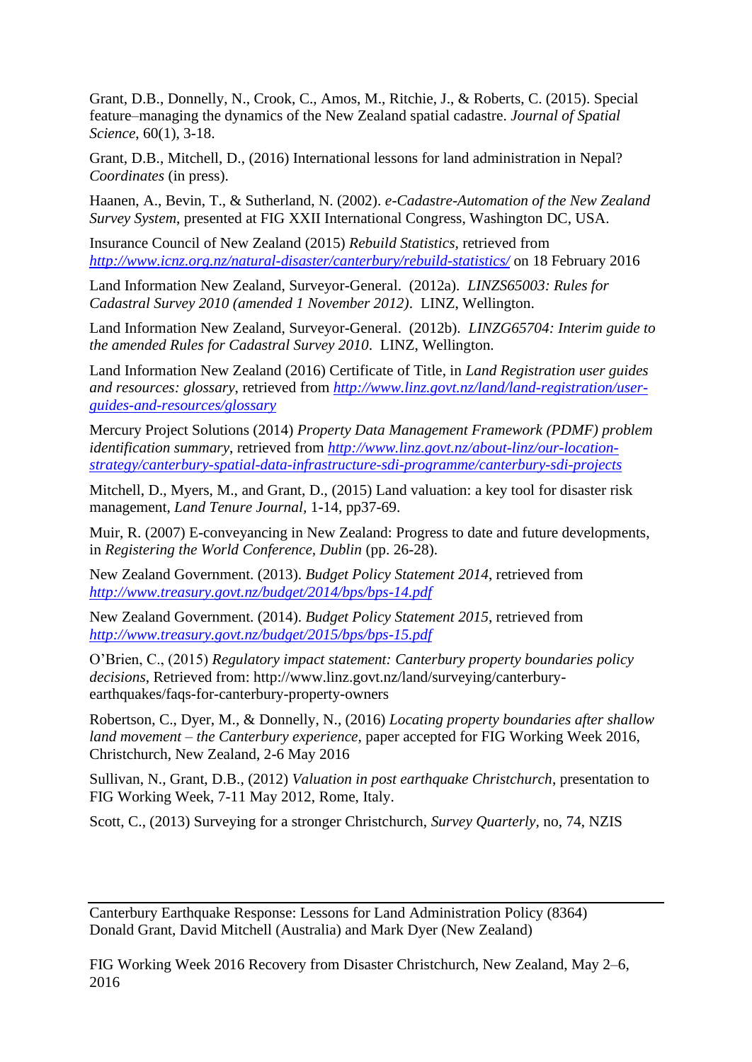Grant, D.B., Donnelly, N., Crook, C., Amos, M., Ritchie, J., & Roberts, C. (2015). Special feature–managing the dynamics of the New Zealand spatial cadastre. *Journal of Spatial Science*, 60(1), 3-18.

Grant, D.B., Mitchell, D., (2016) International lessons for land administration in Nepal? *Coordinates* (in press).

Haanen, A., Bevin, T., & Sutherland, N. (2002). *e-Cadastre-Automation of the New Zealand Survey System*, presented at FIG XXII International Congress, Washington DC, USA.

Insurance Council of New Zealand (2015) *Rebuild Statistics*, retrieved from *http://www.icnz.org.nz/natural-disaster/canterbury/rebuild-statistics/* on 18 February 2016

Land Information New Zealand, Surveyor-General. (2012a). *LINZS65003: Rules for Cadastral Survey 2010 (amended 1 November 2012)*. LINZ, Wellington.

Land Information New Zealand, Surveyor-General. (2012b). *LINZG65704: Interim guide to the amended Rules for Cadastral Survey 2010*. LINZ, Wellington.

Land Information New Zealand (2016) Certificate of Title, in *Land Registration user guides and resources: glossary*, retrieved from *http://www.linz.govt.nz/land/land-registration/user-guides-and-resources/glossary*

Mercury Project Solutions (2014) *Property Data Management Framework (PDMF) problem identification summary*, retrieved from *http://www.linz.govt.nz/about-linz/our-location-strategy/canterbury-spatial-data-infrastructure-sdi-programme/canterbury-sdi-projects*

Mitchell, D., Myers, M., and Grant, D., (2015) Land valuation: a key tool for disaster risk management, *Land Tenure Journal*, 1-14, pp37-69.

Muir, R. (2007) E-conveyancing in New Zealand: Progress to date and future developments, in *Registering the World Conference, Dublin* (pp. 26-28).

New Zealand Government. (2013). *Budget Policy Statement 2014*, retrieved from *http://www.treasury.govt.nz/budget/2014/bps/bps-14.pdf*

New Zealand Government. (2014). *Budget Policy Statement 2015*, retrieved from *http://www.treasury.govt.nz/budget/2015/bps/bps-15.pdf*

O'Brien, C., (2015) *Regulatory impact statement: Canterbury property boundaries policy decisions*, Retrieved from: http://www.linz.govt.nz/land/surveying/canterbury-earthquakes/faqs-for-canterbury-property-owners

Robertson, C., Dyer, M., & Donnelly, N., (2016) *Locating property boundaries after shallow land movement – the Canterbury experience*, paper accepted for FIG Working Week 2016, Christchurch, New Zealand, 2-6 May 2016

Sullivan, N., Grant, D.B., (2012) *Valuation in post earthquake Christchurch*, presentation to FIG Working Week, 7-11 May 2012, Rome, Italy.

Scott, C., (2013) Surveying for a stronger Christchurch, *Survey Quarterly*, no, 74, NZIS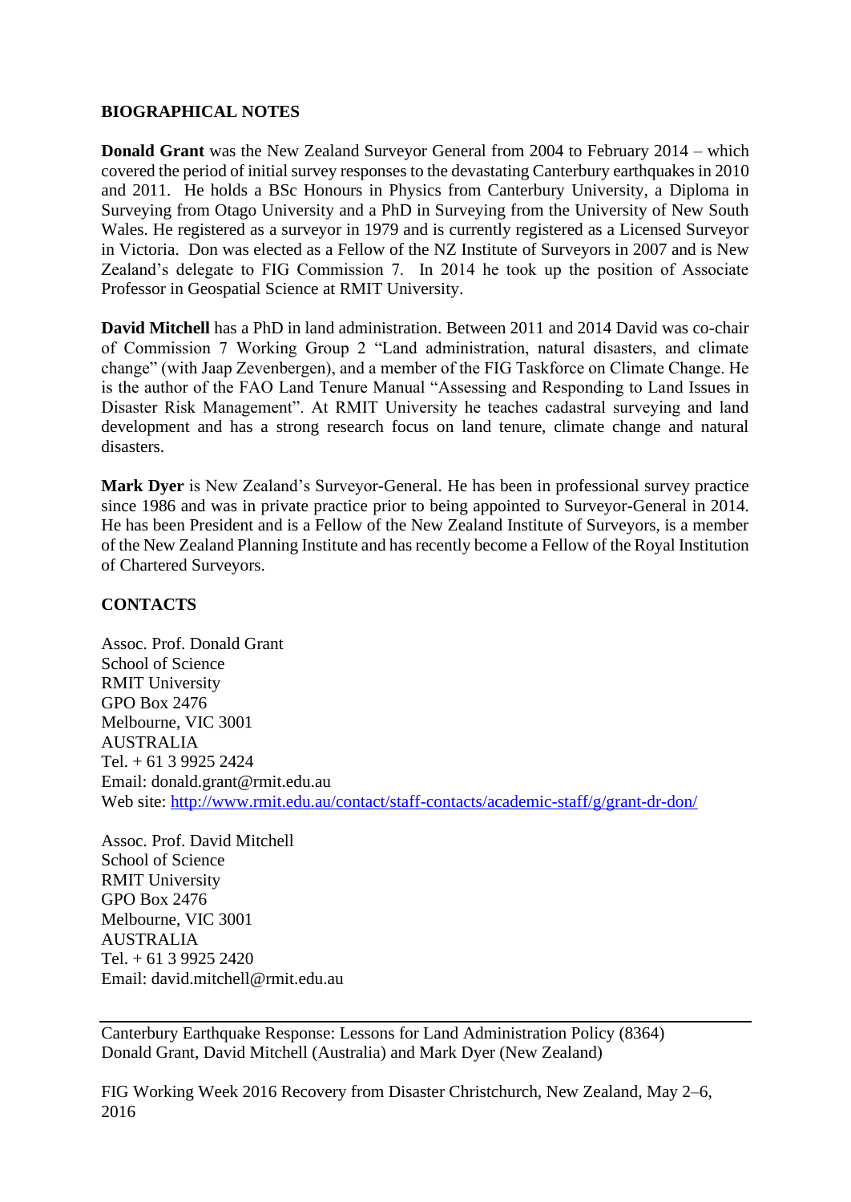## BIOGRAPHICAL NOTES

**Donald Grant** was the New Zealand Surveyor General from 2004 to February 2014 – which covered the period of initial survey responses to the devastating Canterbury earthquakes in 2010 and 2011. He holds a BSc Honours in Physics from Canterbury University, a Diploma in Surveying from Otago University and a PhD in Surveying from the University of New South Wales. He registered as a surveyor in 1979 and is currently registered as a Licensed Surveyor in Victoria. Don was elected as a Fellow of the NZ Institute of Surveyors in 2007 and is New Zealand's delegate to FIG Commission 7. In 2014 he took up the position of Associate Professor in Geospatial Science at RMIT University.

**David Mitchell** has a PhD in land administration. Between 2011 and 2014 David was co-chair of Commission 7 Working Group 2 "Land administration, natural disasters, and climate change" (with Jaap Zevenbergen), and a member of the FIG Taskforce on Climate Change. He is the author of the FAO Land Tenure Manual "Assessing and Responding to Land Issues in Disaster Risk Management". At RMIT University he teaches cadastral surveying and land development and has a strong research focus on land tenure, climate change and natural disasters.

**Mark Dyer** is New Zealand's Surveyor-General. He has been in professional survey practice since 1986 and was in private practice prior to being appointed to Surveyor-General in 2014. He has been President and is a Fellow of the New Zealand Institute of Surveyors, is a member of the New Zealand Planning Institute and has recently become a Fellow of the Royal Institution of Chartered Surveyors.

## CONTACTS

Assoc. Prof. Donald Grant
School of Science
RMIT University
GPO Box 2476
Melbourne, VIC 3001
AUSTRALIA
Tel. + 61 3 9925 2424
Email: donald.grant@rmit.edu.au
Web site: http://www.rmit.edu.au/contact/staff-contacts/academic-staff/g/grant-dr-don/

Assoc. Prof. David Mitchell
School of Science
RMIT University
GPO Box 2476
Melbourne, VIC 3001
AUSTRALIA
Tel. + 61 3 9925 2420
Email: david.mitchell@rmit.edu.au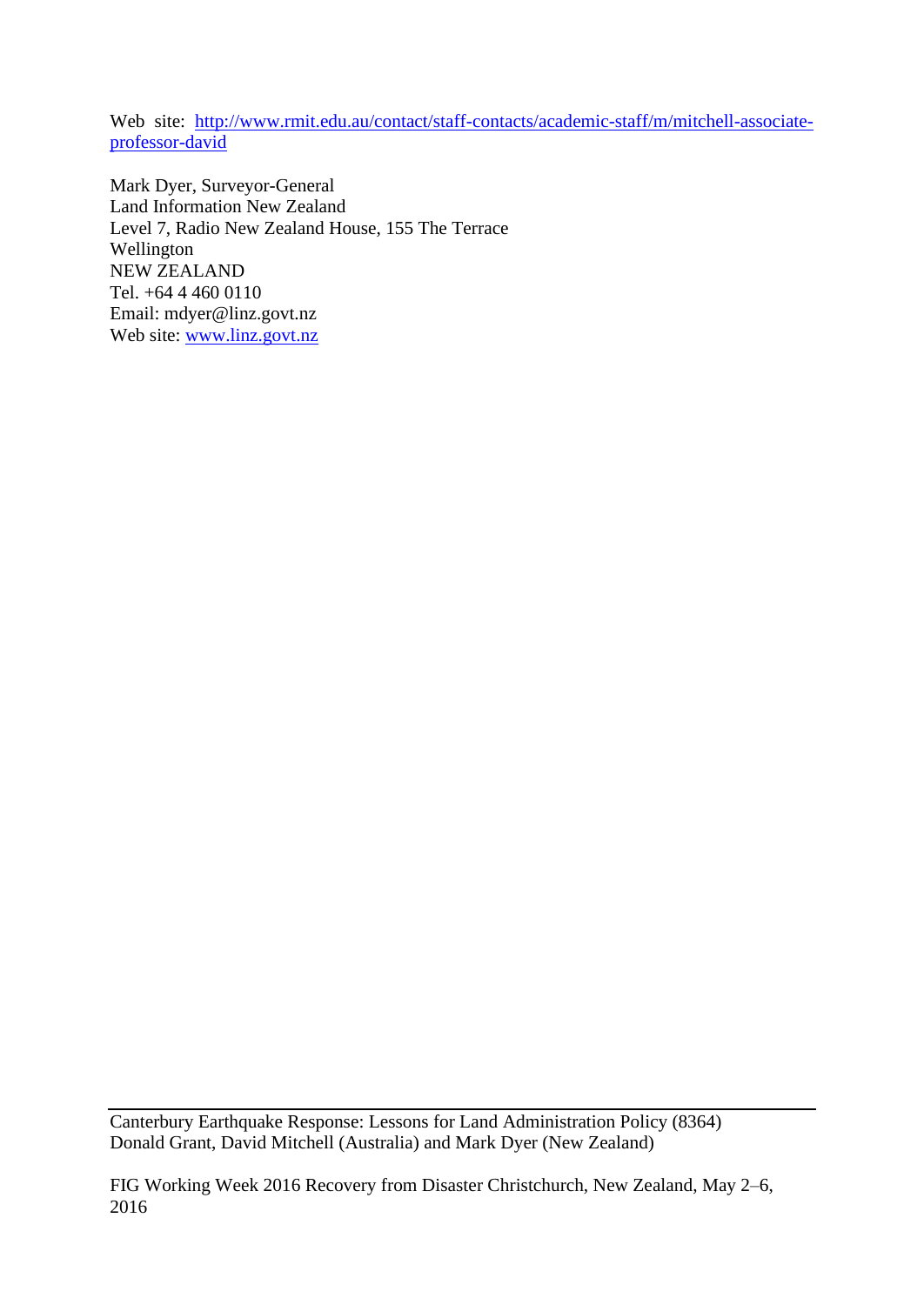Web site: http://www.rmit.edu.au/contact/staff-contacts/academic-staff/m/mitchell-associate-professor-david

Mark Dyer, Surveyor-General
Land Information New Zealand
Level 7, Radio New Zealand House, 155 The Terrace
Wellington
NEW ZEALAND
Tel. +64 4 460 0110
Email: mdyer@linz.govt.nz
Web site: www.linz.govt.nz